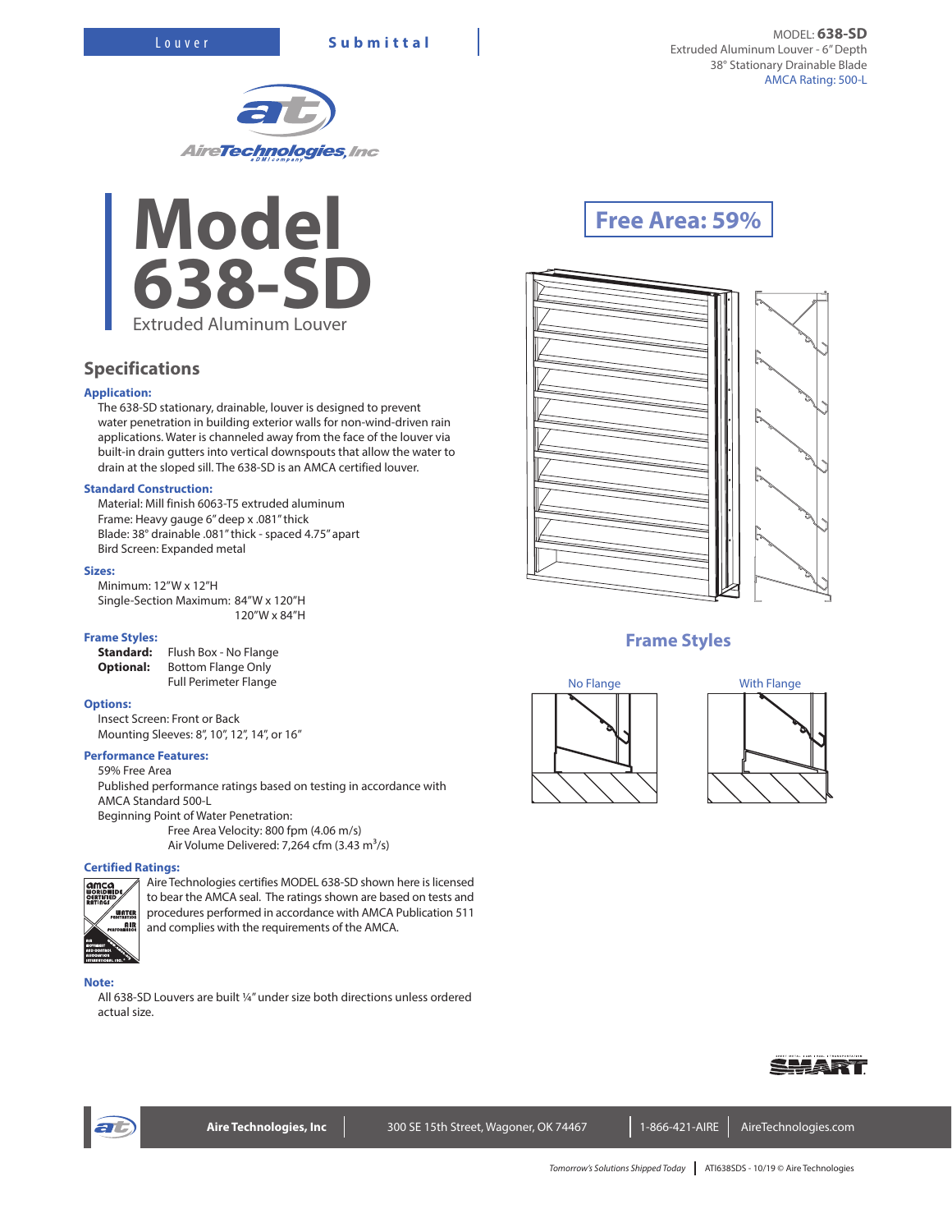Louver **Submittal**

MODEL: **638-SD**
Extruded Aluminum Louver - 6" Depth
38° Stationary Drainable Blade
AMCA Rating: 500-L

# Model 638-SD

Extruded Aluminum Louver

**Free Area: 59%**

## Specifications

### Application:

The 638-SD stationary, drainable, louver is designed to prevent water penetration in building exterior walls for non-wind-driven rain applications. Water is channeled away from the face of the louver via built-in drain gutters into vertical downspouts that allow the water to drain at the sloped sill. The 638-SD is an AMCA certified louver.

### Standard Construction:

Material: Mill finish 6063-T5 extruded aluminum
Frame: Heavy gauge 6" deep x .081" thick
Blade: 38° drainable .081" thick - spaced 4.75" apart
Bird Screen: Expanded metal

### Sizes:

Minimum: 12"W x 12"H
Single-Section Maximum: 84"W x 120"H
120"W x 84"H

### Frame Styles:

**Standard:** Flush Box - No Flange
**Optional:** Bottom Flange Only
Full Perimeter Flange

### Options:

Insect Screen: Front or Back
Mounting Sleeves: 8", 10", 12", 14", or 16"

### Performance Features:

59% Free Area
Published performance ratings based on testing in accordance with AMCA Standard 500-L
Beginning Point of Water Penetration:
Free Area Velocity: 800 fpm (4.06 m/s)
Air Volume Delivered: 7,264 cfm (3.43 $m^3$/s)

### Certified Ratings:

Aire Technologies certifies MODEL 638-SD shown here is licensed to bear the AMCA seal. The ratings shown are based on tests and procedures performed in accordance with AMCA Publication 511 and complies with the requirements of the AMCA.

### Note:

All 638-SD Louvers are built ¼" under size both directions unless ordered actual size.

## Frame Styles

No Flange

With Flange

Aire Technologies, Inc | 300 SE 15th Street, Wagoner, OK 74467 | 1-866-421-AIRE | AireTechnologies.com

*Tomorrow's Solutions Shipped Today* | ATI638SDS - 10/19 © Aire Technologies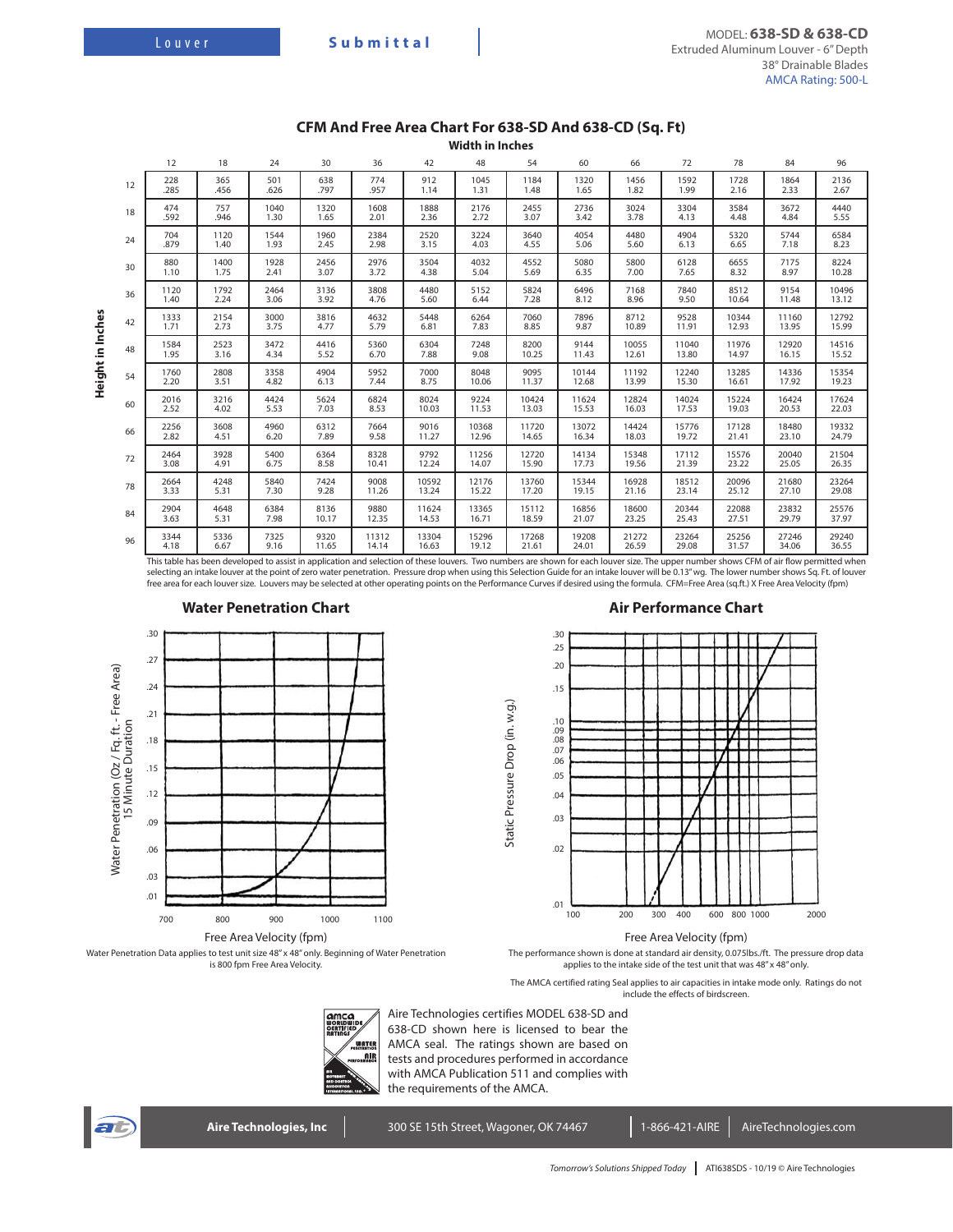Louver **Submittal**

MODEL: **638-SD & 638-CD**
Extruded Aluminum Louver - 6" Depth
38° Drainable Blades
AMCA Rating: 500-L

## CFM And Free Area Chart For 638-SD And 638-CD (Sq. Ft)

**Width in Inches** (columns) / **Height in Inches** (rows)

| Height \ Width | 12 | 18 | 24 | 30 | 36 | 42 | 48 | 54 | 60 | 66 | 72 | 78 | 84 | 96 |
|---|---|---|---|---|---|---|---|---|---|---|---|---|---|---|
| 12 | 228<br>.285 | 365<br>.456 | 501<br>.626 | 638<br>.797 | 774<br>.957 | 912<br>1.14 | 1045<br>1.31 | 1184<br>1.48 | 1320<br>1.65 | 1456<br>1.82 | 1592<br>1.99 | 1728<br>2.16 | 1864<br>2.33 | 2136<br>2.67 |
| 18 | 474<br>.592 | 757<br>.946 | 1040<br>1.30 | 1320<br>1.65 | 1608<br>2.01 | 1888<br>2.36 | 2176<br>2.72 | 2455<br>3.07 | 2736<br>3.42 | 3024<br>3.78 | 3304<br>4.13 | 3584<br>4.48 | 3672<br>4.84 | 4440<br>5.55 |
| 24 | 704<br>.879 | 1120<br>1.40 | 1544<br>1.93 | 1960<br>2.45 | 2384<br>2.98 | 2520<br>3.15 | 3224<br>4.03 | 3640<br>4.55 | 4054<br>5.06 | 4480<br>5.60 | 4904<br>6.13 | 5320<br>6.65 | 5744<br>7.18 | 6584<br>8.23 |
| 30 | 880<br>1.10 | 1400<br>1.75 | 1928<br>2.41 | 2456<br>3.07 | 2976<br>3.72 | 3504<br>4.38 | 4032<br>5.04 | 4552<br>5.69 | 5080<br>6.35 | 5800<br>7.00 | 6128<br>7.65 | 6655<br>8.32 | 7175<br>8.97 | 8224<br>10.28 |
| 36 | 1120<br>1.40 | 1792<br>2.24 | 2464<br>3.06 | 3136<br>3.92 | 3808<br>4.76 | 4480<br>5.60 | 5152<br>6.44 | 5824<br>7.28 | 6496<br>8.12 | 7168<br>8.96 | 7840<br>9.50 | 8512<br>10.64 | 9154<br>11.48 | 10496<br>13.12 |
| 42 | 1333<br>1.71 | 2154<br>2.73 | 3000<br>3.75 | 3816<br>4.77 | 4632<br>5.79 | 5448<br>6.81 | 6264<br>7.83 | 7060<br>8.85 | 7896<br>9.87 | 8712<br>10.89 | 9528<br>11.91 | 10344<br>12.93 | 11160<br>13.95 | 12792<br>15.99 |
| 48 | 1584<br>1.95 | 2523<br>3.16 | 3472<br>4.34 | 4416<br>5.52 | 5360<br>6.70 | 6304<br>7.88 | 7248<br>9.08 | 8200<br>10.25 | 9144<br>11.43 | 10055<br>12.61 | 11040<br>13.80 | 11976<br>14.97 | 12920<br>16.15 | 14516<br>15.52 |
| 54 | 1760<br>2.20 | 2808<br>3.51 | 3358<br>4.82 | 4904<br>6.13 | 5952<br>7.44 | 7000<br>8.75 | 8048<br>10.06 | 9095<br>11.37 | 10144<br>12.68 | 11192<br>13.99 | 12240<br>15.30 | 13285<br>16.61 | 14336<br>17.92 | 15354<br>19.23 |
| 60 | 2016<br>2.52 | 3216<br>4.02 | 4424<br>5.53 | 5624<br>7.03 | 6824<br>8.53 | 8024<br>10.03 | 9224<br>11.53 | 10424<br>13.03 | 11624<br>15.53 | 12824<br>16.03 | 14024<br>17.53 | 15224<br>19.03 | 16424<br>20.53 | 17624<br>22.03 |
| 66 | 2256<br>2.82 | 3608<br>4.51 | 4960<br>6.20 | 6312<br>7.89 | 7664<br>9.58 | 9016<br>11.27 | 10368<br>12.96 | 11720<br>14.65 | 13072<br>16.34 | 14424<br>18.03 | 15776<br>19.72 | 17128<br>21.41 | 18480<br>23.10 | 19332<br>24.79 |
| 72 | 2464<br>3.08 | 3928<br>4.91 | 5400<br>6.75 | 6364<br>8.58 | 8328<br>10.41 | 9792<br>12.24 | 11256<br>14.07 | 12720<br>15.90 | 14134<br>17.73 | 15348<br>19.56 | 17112<br>21.39 | 15576<br>23.22 | 20040<br>25.05 | 21504<br>26.35 |
| 78 | 2664<br>3.33 | 4248<br>5.31 | 5840<br>7.30 | 7424<br>9.28 | 9008<br>11.26 | 10592<br>13.24 | 12176<br>15.22 | 13760<br>17.20 | 15344<br>19.15 | 16928<br>21.16 | 18512<br>23.14 | 20096<br>25.12 | 21680<br>27.10 | 23264<br>29.08 |
| 84 | 2904<br>3.63 | 4648<br>5.31 | 6384<br>7.98 | 8136<br>10.17 | 9880<br>12.35 | 11624<br>14.53 | 13365<br>16.71 | 15112<br>18.59 | 16856<br>21.07 | 18600<br>23.25 | 20344<br>25.43 | 22088<br>27.51 | 23832<br>29.79 | 25576<br>37.97 |
| 96 | 3344<br>4.18 | 5336<br>6.67 | 7325<br>9.16 | 9320<br>11.65 | 11312<br>14.14 | 13304<br>16.63 | 15296<br>19.12 | 17268<br>21.61 | 19208<br>24.01 | 21272<br>26.59 | 23264<br>29.08 | 25256<br>31.57 | 27246<br>34.06 | 29240<br>36.55 |

This table has been developed to assist in application and selection of these louvers. Two numbers are shown for each louver size. The upper number shows CFM of air flow permitted when selecting an intake louver at the point of zero water penetration. Pressure drop when using this Selection Guide for an intake louver will be 0.13" wg. The lower number shows Sq. Ft. of louver free area for each louver size. Louvers may be selected at other operating points on the Performance Curves if desired using the formula. CFM=Free Area (sq.ft.) X Free Area Velocity (fpm)

### Water Penetration Chart

Water Penetration (Oz / Fq. ft. - Free Area) 15 Minute Duration

.30
.27
.24
.21
.18
.15
.12
.09
.06
.03
.01

700 800 900 1000 1100

Free Area Velocity (fpm)

Water Penetration Data applies to test unit size 48" x 48" only. Beginning of Water Penetration is 800 fpm Free Area Velocity.

### Air Performance Chart

Static Pressure Drop (in. w.g.)

.30
.25
.20
.15
.10
.09
.08
.07
.06
.05
.04
.03
.02
.01

100 200 300 400 600 800 1000 2000

Free Area Velocity (fpm)

The performance shown is done at standard air density, 0.075lbs./ft. The pressure drop data applies to the intake side of the test unit that was 48" x 48" only.

The AMCA certified rating Seal applies to air capacities in intake mode only. Ratings do not include the effects of birdscreen.

Aire Technologies certifies MODEL 638-SD and 638-CD shown here is licensed to bear the AMCA seal. The ratings shown are based on tests and procedures performed in accordance with AMCA Publication 511 and complies with the requirements of the AMCA.

**Aire Technologies, Inc** | 300 SE 15th Street, Wagoner, OK 74467 | 1-866-421-AIRE | AireTechnologies.com

*Tomorrow's Solutions Shipped Today* | ATI638SDS - 10/19 © Aire Technologies